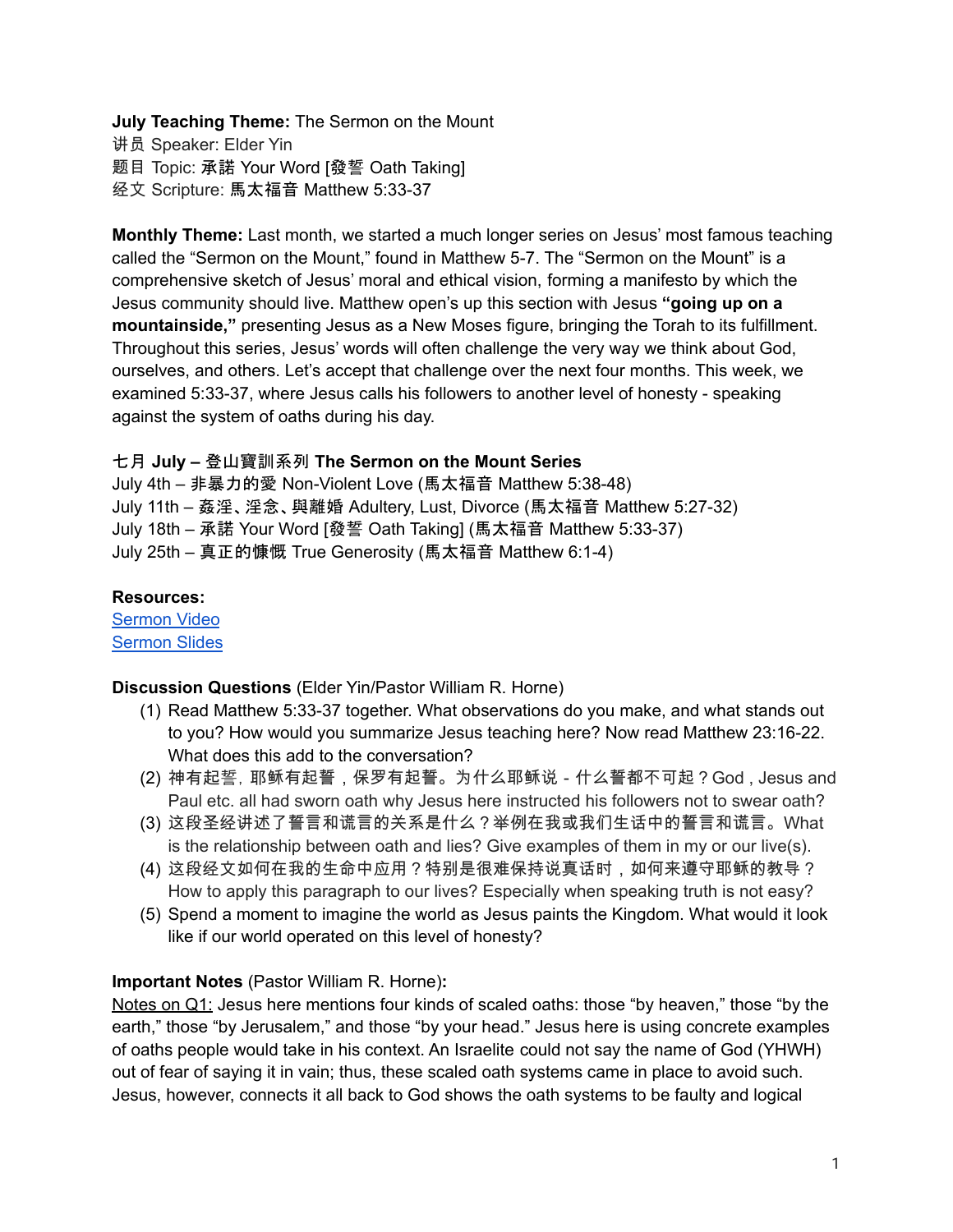**July Teaching Theme:** The Sermon on the Mount
讲员 Speaker: Elder Yin
题目 Topic: 承諾 Your Word [發誓 Oath Taking]
经文 Scripture: 馬太福音 Matthew 5:33-37

**Monthly Theme:** Last month, we started a much longer series on Jesus' most famous teaching called the "Sermon on the Mount," found in Matthew 5-7. The "Sermon on the Mount" is a comprehensive sketch of Jesus' moral and ethical vision, forming a manifesto by which the Jesus community should live. Matthew open's up this section with Jesus **"going up on a mountainside,"** presenting Jesus as a New Moses figure, bringing the Torah to its fulfillment. Throughout this series, Jesus' words will often challenge the very way we think about God, ourselves, and others. Let's accept that challenge over the next four months. This week, we examined 5:33-37, where Jesus calls his followers to another level of honesty - speaking against the system of oaths during his day.

**七月 July – 登山寶訓系列 The Sermon on the Mount Series**
July 4th – 非暴力的愛 Non-Violent Love (馬太福音 Matthew 5:38-48)
July 11th – 姦淫、淫念、與離婚 Adultery, Lust, Divorce (馬太福音 Matthew 5:27-32)
July 18th – 承諾 Your Word [發誓 Oath Taking] (馬太福音 Matthew 5:33-37)
July 25th – 真正的慷慨 True Generosity (馬太福音 Matthew 6:1-4)

**Resources:**
[Sermon Video]
[Sermon Slides]

**Discussion Questions** (Elder Yin/Pastor William R. Horne)

(1) Read Matthew 5:33-37 together. What observations do you make, and what stands out to you? How would you summarize Jesus teaching here? Now read Matthew 23:16-22. What does this add to the conversation?
(2) 神有起誓，耶稣有起誓，保罗有起誓。为什么耶稣说 - 什么誓都不可起？God , Jesus and Paul etc. all had sworn oath why Jesus here instructed his followers not to swear oath?
(3) 这段圣经讲述了誓言和谎言的关系是什么？举例在我或我们生活中的誓言和谎言。What is the relationship between oath and lies? Give examples of them in my or our live(s).
(4) 这段经文如何在我的生命中应用？特别是很难保持说真话时，如何来遵守耶稣的教导？How to apply this paragraph to our lives? Especially when speaking truth is not easy?
(5) Spend a moment to imagine the world as Jesus paints the Kingdom. What would it look like if our world operated on this level of honesty?

**Important Notes** (Pastor William R. Horne)**:**

Notes on Q1: Jesus here mentions four kinds of scaled oaths: those "by heaven," those "by the earth," those "by Jerusalem," and those "by your head." Jesus here is using concrete examples of oaths people would take in his context. An Israelite could not say the name of God (YHWH) out of fear of saying it in vain; thus, these scaled oath systems came in place to avoid such. Jesus, however, connects it all back to God shows the oath systems to be faulty and logical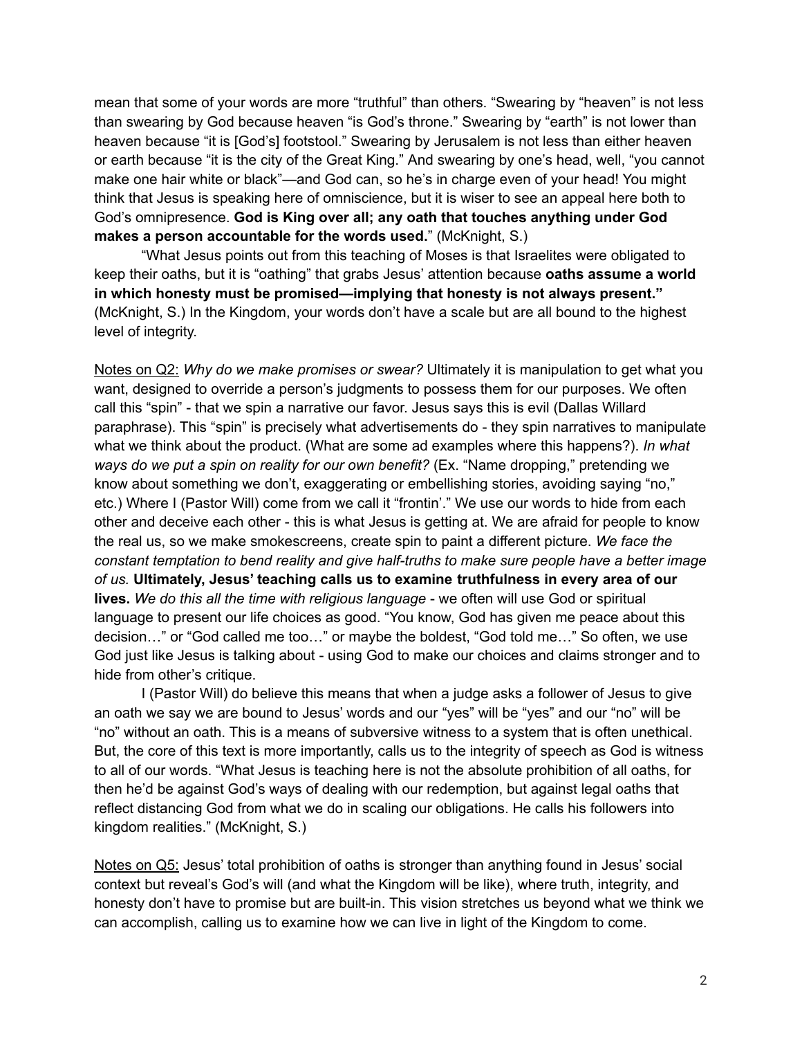mean that some of your words are more "truthful" than others. "Swearing by "heaven" is not less than swearing by God because heaven "is God's throne." Swearing by "earth" is not lower than heaven because "it is [God's] footstool." Swearing by Jerusalem is not less than either heaven or earth because "it is the city of the Great King." And swearing by one's head, well, "you cannot make one hair white or black"—and God can, so he's in charge even of your head! You might think that Jesus is speaking here of omniscience, but it is wiser to see an appeal here both to God's omnipresence. **God is King over all; any oath that touches anything under God makes a person accountable for the words used.**" (McKnight, S.)

"What Jesus points out from this teaching of Moses is that Israelites were obligated to keep their oaths, but it is "oathing" that grabs Jesus' attention because **oaths assume a world in which honesty must be promised—implying that honesty is not always present."** (McKnight, S.) In the Kingdom, your words don't have a scale but are all bound to the highest level of integrity.

<u>Notes on Q2:</u> *Why do we make promises or swear?* Ultimately it is manipulation to get what you want, designed to override a person's judgments to possess them for our purposes. We often call this "spin" - that we spin a narrative our favor. Jesus says this is evil (Dallas Willard paraphrase). This "spin" is precisely what advertisements do - they spin narratives to manipulate what we think about the product. (What are some ad examples where this happens?). *In what ways do we put a spin on reality for our own benefit?* (Ex. "Name dropping," pretending we know about something we don't, exaggerating or embellishing stories, avoiding saying "no," etc.) Where I (Pastor Will) come from we call it "frontin'." We use our words to hide from each other and deceive each other - this is what Jesus is getting at. We are afraid for people to know the real us, so we make smokescreens, create spin to paint a different picture. *We face the constant temptation to bend reality and give half-truths to make sure people have a better image of us.* **Ultimately, Jesus' teaching calls us to examine truthfulness in every area of our lives.** *We do this all the time with religious language* - we often will use God or spiritual language to present our life choices as good. "You know, God has given me peace about this decision…" or "God called me too…" or maybe the boldest, "God told me…" So often, we use God just like Jesus is talking about - using God to make our choices and claims stronger and to hide from other's critique.

I (Pastor Will) do believe this means that when a judge asks a follower of Jesus to give an oath we say we are bound to Jesus' words and our "yes" will be "yes" and our "no" will be "no" without an oath. This is a means of subversive witness to a system that is often unethical. But, the core of this text is more importantly, calls us to the integrity of speech as God is witness to all of our words. "What Jesus is teaching here is not the absolute prohibition of all oaths, for then he'd be against God's ways of dealing with our redemption, but against legal oaths that reflect distancing God from what we do in scaling our obligations. He calls his followers into kingdom realities." (McKnight, S.)

<u>Notes on Q5:</u> Jesus' total prohibition of oaths is stronger than anything found in Jesus' social context but reveal's God's will (and what the Kingdom will be like), where truth, integrity, and honesty don't have to promise but are built-in. This vision stretches us beyond what we think we can accomplish, calling us to examine how we can live in light of the Kingdom to come.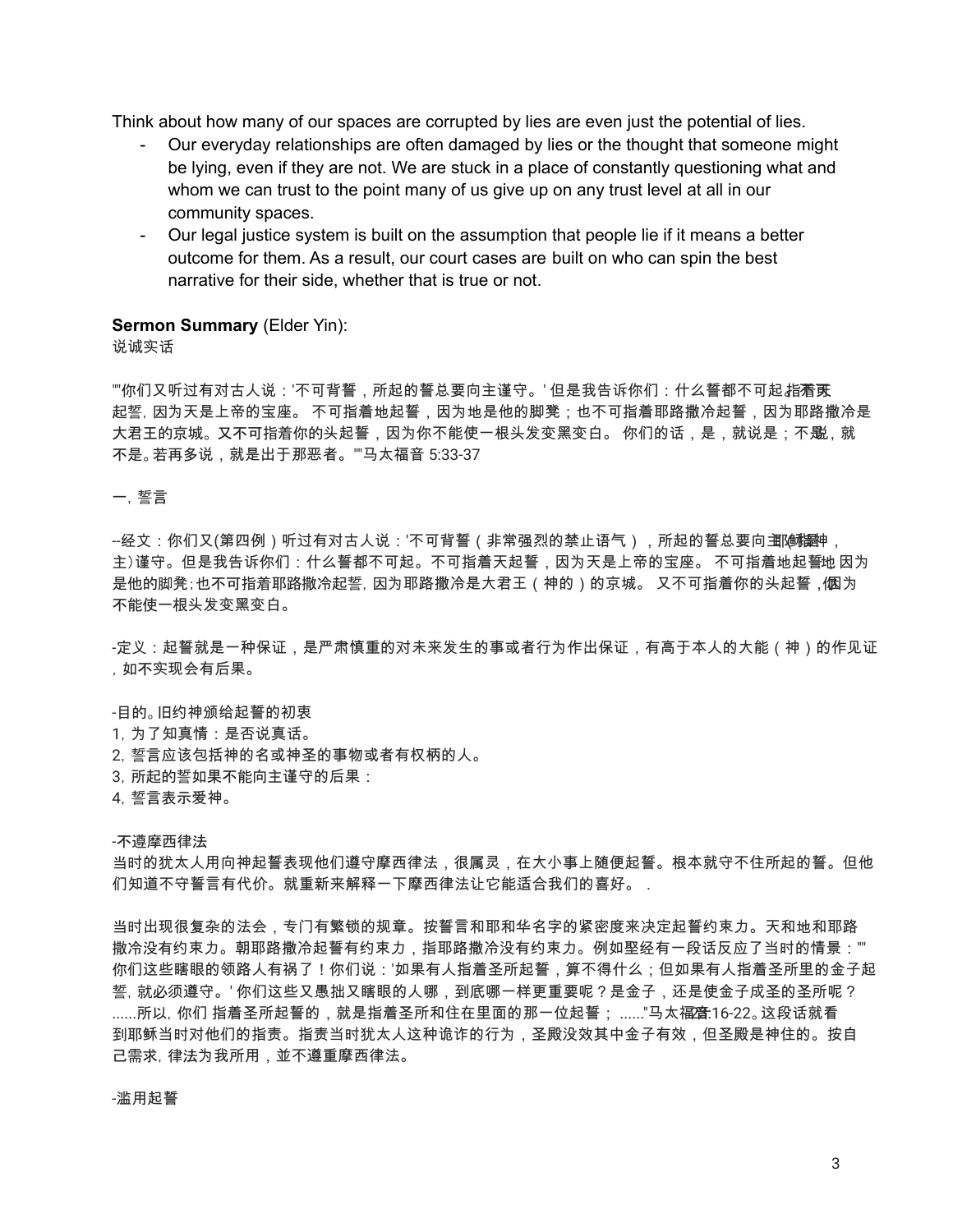Think about how many of our spaces are corrupted by lies are even just the potential of lies.

- Our everyday relationships are often damaged by lies or the thought that someone might be lying, even if they are not. We are stuck in a place of constantly questioning what and whom we can trust to the point many of us give up on any trust level at all in our community spaces.
- Our legal justice system is built on the assumption that people lie if it means a better outcome for them. As a result, our court cases are built on who can spin the best narrative for his side, whether that is true or not.

**Sermon Summary** (Elder Yin):
说诚实话

""你们又听过有对古人说：'不可背誓，所起的誓总要向主谨守。' 但是我告诉你们：什么誓都不可起；不可指着天起誓，因为天是上帝的宝座。 不可指着地起誓，因为地是他的脚凳；也不可指着耶路撒冷起誓，因为耶路撒冷是大君王的京城。又不可指着你的头起誓，因为你不能使一根头发变黑变白。 你们的话，是，就说是；不是，就说不是。若再多说，就是出于那恶者。""马太福音 5:33-37

一，誓言

--经文：你们又(第四例）听过有对古人说：'不可背誓（非常强烈的禁止语气），所起的誓总要向主(耶和华神，主)谨守。但是我告诉你们：什么誓都不可起。不可指着天起誓，因为天是上帝的宝座。 不可指着地起誓，因为地是他的脚凳;也不可指着耶路撒冷起誓，因为耶路撒冷是大君王（神的）的京城。 又不可指着你的头起誓，因为你不能使一根头发变黑变白。

-定义：起誓就是一种保证，是严肃慎重的对未来发生的事或者行为作出保证，有高于本人的大能（神）的作见证，如不实现会有后果。

-目的。旧约神颁给起誓的初衷
1，为了知真情：是否说真话。
2，誓言应该包括神的名或神圣的事物或者有权柄的人。
3，所起的誓如果不能向主谨守的后果：
4，誓言表示爱神。

-不遵摩西律法
当时的犹太人用向神起誓表现他们遵守摩西律法，很属灵，在大小事上随便起誓。根本就守不住所起的誓。但他们知道不守誓言有代价。就重新来解释一下摩西律法让它能适合我们的喜好。 .

当时出现很复杂的法会，专门有繁锁的规章。按誓言和耶和华名字的紧密度来决定起誓约束力。天和地和耶路撒冷没有约束力。朝耶路撒冷起誓有约束力，指耶路撒冷没有约束力。例如圣经有一段话反应了当时的情景：""你们这些瞎眼的领路人有祸了！你们说：'如果有人指着圣所起誓，算不得什么；但如果有人指着圣所里的金子起誓，就必须遵守。' 你们这些又愚拙又瞎眼的人哪，到底哪一样更重要呢？是金子，还是使金子成圣的圣所呢？ ......所以，你们 指着圣所起誓的，就是指着圣所和住在里面的那一位起誓； ......"马太福音23:16-22。这段话就看到耶稣当时对他们的指责。指责当时犹太人这种诡诈的行为，圣殿没效其中金子有效，但圣殿是神住的。按自己需求，律法为我所用，并不遵重摩西律法。

-滥用起誓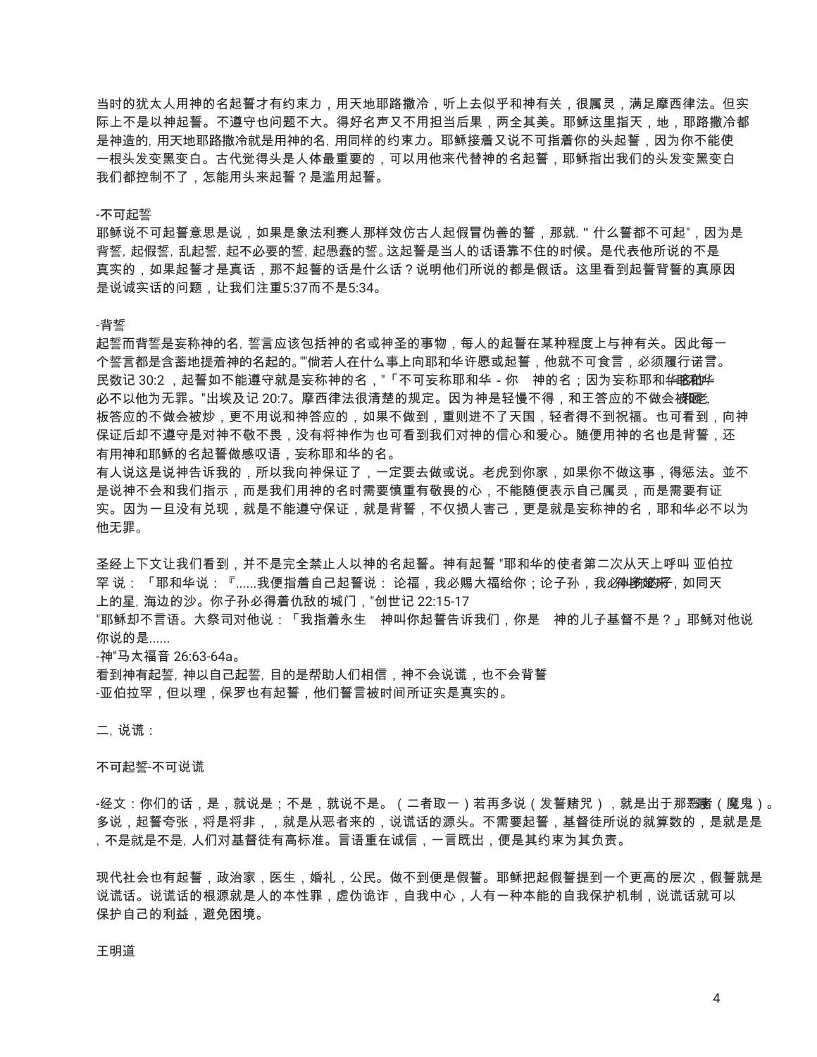当时的犹太人用神的名起誓才有约束力，用天地耶路撒冷，听上去似乎和神有关，很属灵，满足摩西律法。但实际上不是以神起誓。不遵守也问题不大。得好名声又不用担当后果，两全其美。耶稣这里指天，地，耶路撒冷都是神造的, 用天地耶路撒冷就是用神的名, 用同样的约束力。耶稣接着又说不可指着你的头起誓，因为你不能使一根头发变黑变白。古代觉得头是人体最重要的，可以用他来代替神的名起誓，耶稣指出我们的头发变黑变白我们都控制不了，怎能用头来起誓？是滥用起誓。

-不可起誓

耶稣说不可起誓意思是说，如果是象法利赛人那样效仿古人起假冒伪善的誓，那就. " 什么誓都不可起"，因为是背誓, 起假誓, 乱起誓, 起不必要的誓, 起愚蠢的誓。这起誓是当人的话语靠不住的时候。是代表他所说的不是真实的，如果起誓才是真话，那不起誓的话是什么话？说明他们所说的都是假话。这里看到起誓背誓的真原因是说诚实话的问题，让我们注重5:37而不是5:34。

-背誓

起誓而背誓是妄称神的名, 誓言应该包括神的名或神圣的事物，每人的起誓在某种程度上与神有关。因此每一个誓言都是含蓄地提着神的名起的。""倘若人在什么事上向耶和华许愿或起誓，他就不可食言，必须履行诺言。民数记 30:2 ，起誓如不能遵守就是妄称神的名，"「不可妄称耶和华 - 你　神的名；因为妄称耶和华名的，耶和华必不以他为无罪。"出埃及记 20:7。摩西律法很清楚的规定。因为神是轻慢不得，和王答应的不做会被砍，老板答应的不做会被炒，更不用说和神答应的，如果不做到，重则进不了天国，轻者得不到祝福。也可看到，向神保证后却不遵守是对神不敬不畏，没有将神作为也可看到我们对神的信心和爱心。随便用神的名也是背誓，还有用神和耶稣的名起誓做感叹语，妄称耶和华的名。

有人说这是说神告诉我的，所以我向神保证了，一定要去做或说。老虎到你家，如果你不做这事，得惩法。并不是说神不会和我们指示，而是我们用神的名时需要慎重有敬畏的心，不能随便表示自己属灵，而是需要有证实。因为一旦没有兑现，就是不能遵守保证，就是背誓，不仅损人害己，更是就是妄称神的名，耶和华必不以为他无罪。

圣经上下文让我们看到，并不是完全禁止人以神的名起誓。神有起誓 "耶和华的使者第二次从天上呼叫 亚伯拉罕 说： 「耶和华说：『......我便指着自己起誓说： 论福，我必赐大福给你；论子孙，我必叫你的子孙多起来，如同天上的星, 海边的沙。你子孙必得着仇敌的城门，"创世记 22:15-17

"耶稣却不言语。大祭司对他说：「我指着永生　神叫你起誓告诉我们，你是　神的儿子基督不是？」耶稣对他说你说的是......

-神"马太福音 26:63-64a。

看到神有起誓, 神以自己起誓, 目的是帮助人们相信，神不会说谎，也不会背誓

-亚伯拉罕，但以理，保罗也有起誓，他们誓言被时间所证实是真实的。

二, 说谎：

不可起誓-不可说谎

-经文：你们的话，是，就说是；不是，就说不是。（二者取一）若再多说（发誓赌咒），就是出于那恶者（魔鬼）。多说，起誓夸张，将是将非，，就是从恶者来的，说谎话的源头。不需要起誓，基督徒所说的就算数的，是就是是，不是就是不是, 人们对基督徒有高标准。言语重在诚信，一言既出，便是其约束为其负责。

现代社会也有起誓，政治家，医生，婚礼，公民。做不到便是假誓。耶稣把起假誓提到一个更高的层次，假誓就是说谎话。说谎话的根源就是人的本性罪，虚伪诡诈，自我中心，人有一种本能的自我保护机制，说谎话就可以保护自己的利益，避免困境。

王明道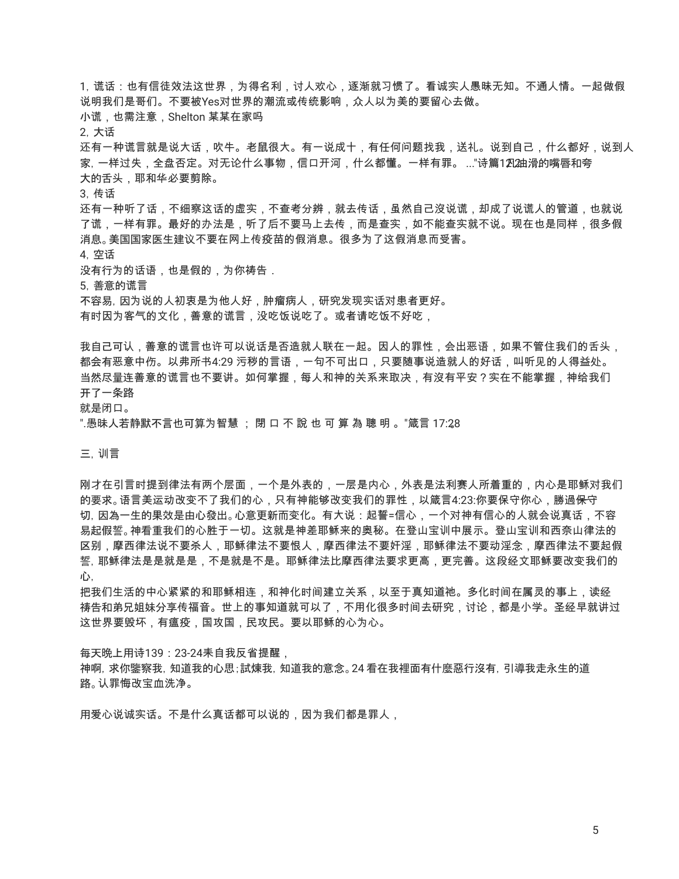1, 谎话：也有信徒效法这世界，为得名利，讨人欢心，逐渐就习惯了。看诚实人愚昧无知。不通人情。一起做假说明我们是哥们。不要被Yes对世界的潮流或传统影响，众人以为美的要留心去做。

小谎，也需注意，Shelton 某某在家吗

2, 大话

还有一种谎言就是说大话，吹牛。老鼠很大。有一说成十，有任何问题找我，送礼。说到自己，什么都好，说到人家，一样过失，全盘否定。对无论什么事物，信口开河，什么都懂。一样有罪。 ..."诗篇12:3 油滑的嘴唇和夸大的舌头，耶和华必要剪除。

3, 传话

还有一种听了话，不细察这话的虚实，不查考分辨，就去传话，虽然自己没说谎，却成了说谎人的管道，也就说了谎，一样有罪。最好的办法是，听了后不要马上去传，而是查实，如不能查实就不说。现在也是同样，很多假消息。美国国家医生建议不要在网上传疫苗的假消息。很多为了这假消息而受害。

4, 空话

没有行为的话语，也是假的，为你祷告．

5, 善意的谎言

不容易, 因为说的人初衷是为他人好，肿瘤病人，研究发现实话对患者更好。

有时因为客气的文化，善意的谎言，没吃饭说吃了。或者请吃饭不好吃，

我自己可认，善意的谎言也许可以说话是否造就人联在一起。因人的罪性，会出恶语，如果不管住我们的舌头，都会有恶意中伤。以弗所书4:29 污秽的言语，一句不可出口，只要随事说造就人的好话，叫听见的人得益处。当然尽量连善意的谎言也不要讲。如何掌握，每人和神的关系来取决，有沒有平安？实在不能掌握，神给我们开了一条路

就是闭口。

".愚昧人若静默不言也可算为智慧 ； 閉 口 不 說 也 可 算 為 聰 明 。"箴言 17:28

三, 训言

刚才在引言时提到律法有两个层面，一个是外表的，一层是内心，外表是法利赛人所着重的，内心是耶稣对我们的要求。语言美运动改变不了我们的心，只有神能够改变我们的罪性，以箴言4:23:你要保守你心，勝過保守切, 因為一生的果效是由心發出。心意更新而变化。有大说：起誓=信心，一个对神有信心的人就会说真话，不容易起假誓。神看重我们的心胜于一切。这就是神差耶稣来的奥秘。在登山宝训中展示。登山宝训和西奈山律法的区别，摩西律法说不要杀人，耶稣律法不要恨人，摩西律法不要奸淫，耶稣律法不要动淫念，摩西律法不要起假誓, 耶稣律法是是就是是，不是就是不是。耶稣律法比摩西律法要求更高，更完善。这段经文耶稣要改变我们的心,

把我们生活的中心紧紧的和耶稣相连，和神化时间建立关系，以至于真知道祂。多化时间在属灵的事上，读经祷告和弟兄姐妹分享传福音。世上的事知道就可以了，不用化很多时间去研究，讨论，都是小学。圣经早就讲过这世界要毁坏，有瘟疫，国攻国，民攻民。要以耶稣的心为心。

每天晚上用诗139：23-24来自我反省提醒，

神啊, 求你鑒察我, 知道我的心思;試煉我, 知道我的意念。24 看在我裡面有什麼惡行沒有, 引導我走永生的道路。认罪悔改宝血洗净。

用爱心说诚实话。不是什么真话都可以说的，因为我们都是罪人，